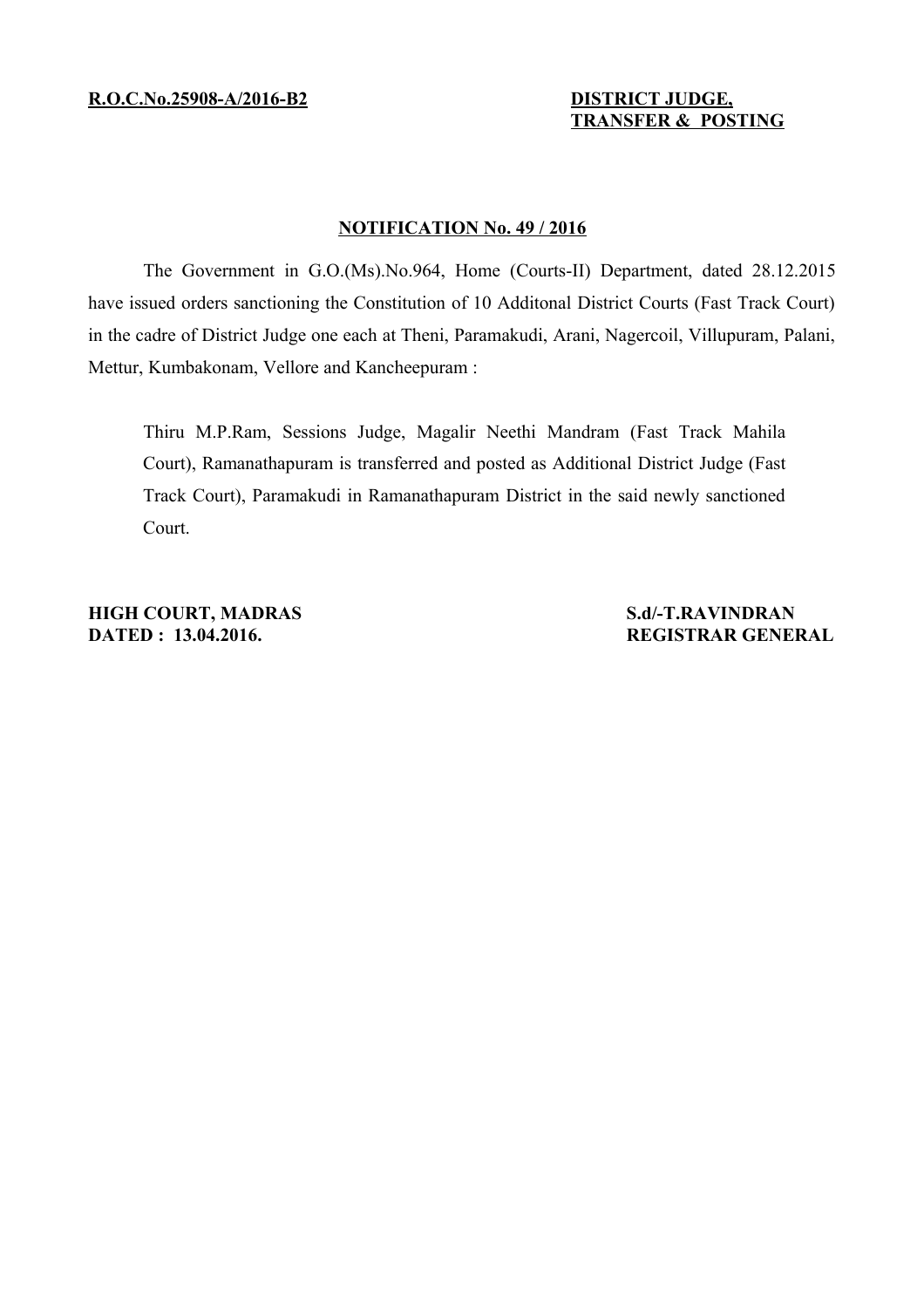**R.O.C.No.25908-A/2016-B2**

**DISTRICT JUDGE,**
**TRANSFER & POSTING**

## NOTIFICATION No. 49 / 2016

The Government in G.O.(Ms).No.964, Home (Courts-II) Department, dated 28.12.2015 have issued orders sanctioning the Constitution of 10 Additonal District Courts (Fast Track Court) in the cadre of District Judge one each at Theni, Paramakudi, Arani, Nagercoil, Villupuram, Palani, Mettur, Kumbakonam, Vellore and Kancheepuram :

Thiru M.P.Ram, Sessions Judge, Magalir Neethi Mandram (Fast Track Mahila Court), Ramanathapuram is transferred and posted as Additional District Judge (Fast Track Court), Paramakudi in Ramanathapuram District in the said newly sanctioned Court.

**HIGH COURT, MADRAS**
**DATED : 13.04.2016.**

**S.d/-T.RAVINDRAN**
**REGISTRAR GENERAL**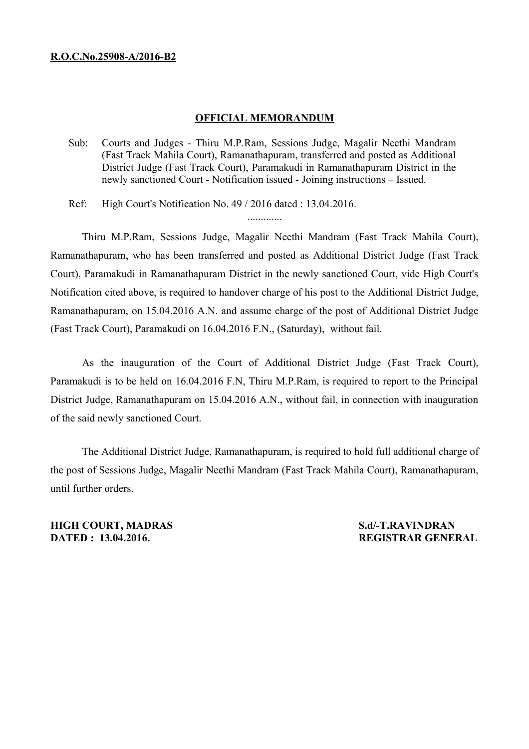**R.O.C.No.25908-A/2016-B2**

## OFFICIAL MEMORANDUM

Sub: Courts and Judges - Thiru M.P.Ram, Sessions Judge, Magalir Neethi Mandram (Fast Track Mahila Court), Ramanathapuram, transferred and posted as Additional District Judge (Fast Track Court), Paramakudi in Ramanathapuram District in the newly sanctioned Court - Notification issued - Joining instructions – Issued.

Ref: High Court's Notification No. 49 / 2016 dated : 13.04.2016.

.............

Thiru M.P.Ram, Sessions Judge, Magalir Neethi Mandram (Fast Track Mahila Court), Ramanathapuram, who has been transferred and posted as Additional District Judge (Fast Track Court), Paramakudi in Ramanathapuram District in the newly sanctioned Court, vide High Court's Notification cited above, is required to handover charge of his post to the Additional District Judge, Ramanathapuram, on 15.04.2016 A.N. and assume charge of the post of Additional District Judge (Fast Track Court), Paramakudi on 16.04.2016 F.N., (Saturday), without fail.

As the inauguration of the Court of Additional District Judge (Fast Track Court), Paramakudi is to be held on 16.04.2016 F.N, Thiru M.P.Ram, is required to report to the Principal District Judge, Ramanathapuram on 15.04.2016 A.N., without fail, in connection with inauguration of the said newly sanctioned Court.

The Additional District Judge, Ramanathapuram, is required to hold full additional charge of the post of Sessions Judge, Magalir Neethi Mandram (Fast Track Mahila Court), Ramanathapuram, until further orders.

**HIGH COURT, MADRAS**
**DATED : 13.04.2016.**

**S.d/-T.RAVINDRAN**
**REGISTRAR GENERAL**